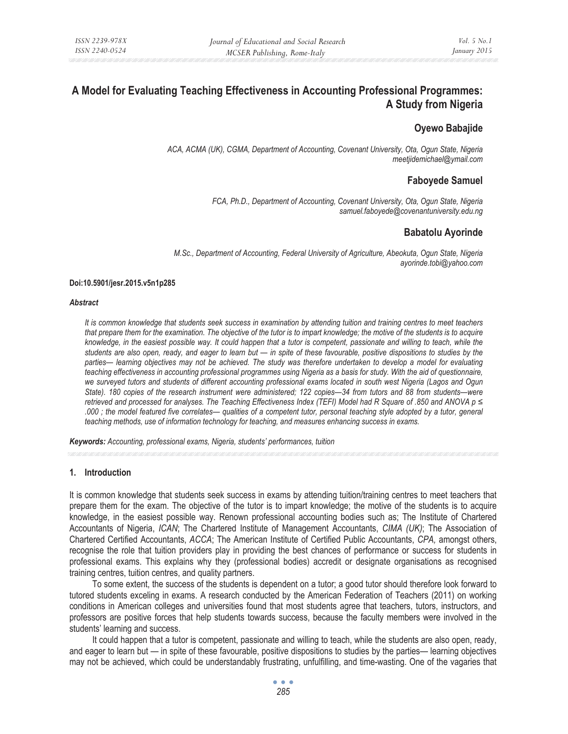# A Model for Evaluating Teaching Effectiveness in Accounting Professional Programmes: A Study from Nigeria

## Oyewo Babajide

*ACA, ACMA (UK), CGMA, Department of Accounting, Covenant University, Ota, Ogun State, Nigeria*
*meetjidemichael@ymail.com*

## Faboyede Samuel

*FCA, Ph.D., Department of Accounting, Covenant University, Ota, Ogun State, Nigeria*
*samuel.faboyede@covenantuniversity.edu.ng*

## Babatolu Ayorinde

*M.Sc., Department of Accounting, Federal University of Agriculture, Abeokuta, Ogun State, Nigeria*
*ayorinde.tobi@yahoo.com*

**Doi:10.5901/jesr.2015.v5n1p285**

***Abstract***

*It is common knowledge that students seek success in examination by attending tuition and training centres to meet teachers that prepare them for the examination. The objective of the tutor is to impart knowledge; the motive of the students is to acquire knowledge, in the easiest possible way. It could happen that a tutor is competent, passionate and willing to teach, while the students are also open, ready, and eager to learn but — in spite of these favourable, positive dispositions to studies by the parties— learning objectives may not be achieved. The study was therefore undertaken to develop a model for evaluating teaching effectiveness in accounting professional programmes using Nigeria as a basis for study. With the aid of questionnaire, we surveyed tutors and students of different accounting professional exams located in south west Nigeria (Lagos and Ogun State). 180 copies of the research instrument were administered; 122 copies—34 from tutors and 88 from students—were retrieved and processed for analyses. The Teaching Effectiveness Index (TEFI) Model had R Square of .850 and ANOVA p ≤ .000 ; the model featured five correlates— qualities of a competent tutor, personal teaching style adopted by a tutor, general teaching methods, use of information technology for teaching, and measures enhancing success in exams.*

***Keywords:** Accounting, professional exams, Nigeria, students' performances, tuition*

## 1. Introduction

It is common knowledge that students seek success in exams by attending tuition/training centres to meet teachers that prepare them for the exam. The objective of the tutor is to impart knowledge; the motive of the students is to acquire knowledge, in the easiest possible way. Renown professional accounting bodies such as; The Institute of Chartered Accountants of Nigeria, *ICAN*; The Chartered Institute of Management Accountants, *CIMA (UK)*; The Association of Chartered Certified Accountants, *ACCA*; The American Institute of Certified Public Accountants, *CPA,* amongst others, recognise the role that tuition providers play in providing the best chances of performance or success for students in professional exams. This explains why they (professional bodies) accredit or designate organisations as recognised training centres, tuition centres, and quality partners.

To some extent, the success of the students is dependent on a tutor; a good tutor should therefore look forward to tutored students exceling in exams. A research conducted by the American Federation of Teachers (2011) on working conditions in American colleges and universities found that most students agree that teachers, tutors, instructors, and professors are positive forces that help students towards success, because the faculty members were involved in the students' learning and success.

It could happen that a tutor is competent, passionate and willing to teach, while the students are also open, ready, and eager to learn but — in spite of these favourable, positive dispositions to studies by the parties— learning objectives may not be achieved, which could be understandably frustrating, unfulfilling, and time-wasting. One of the vagaries that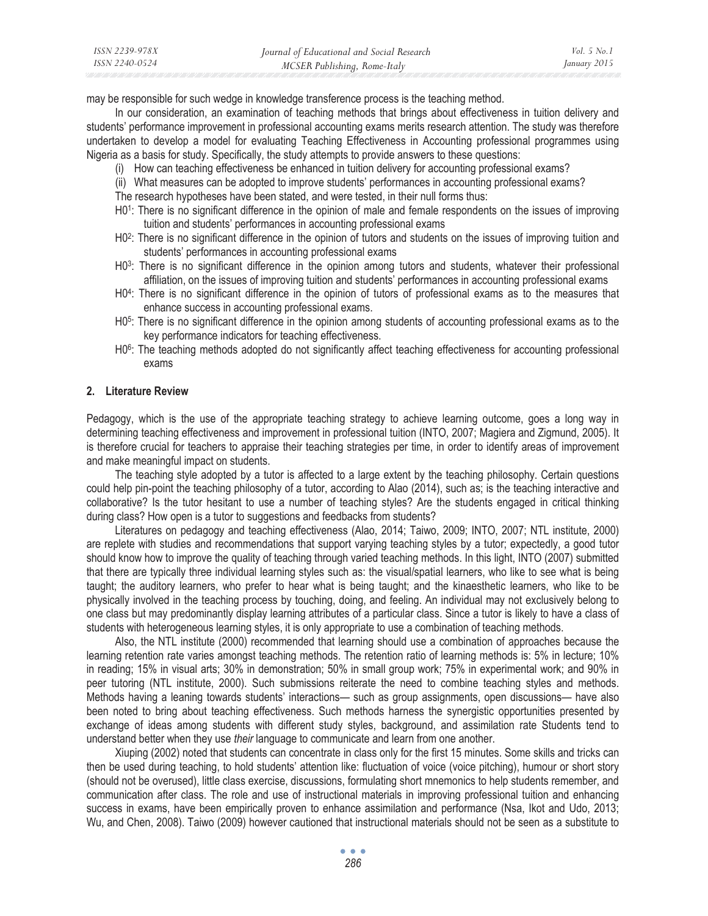may be responsible for such wedge in knowledge transference process is the teaching method.

In our consideration, an examination of teaching methods that brings about effectiveness in tuition delivery and students' performance improvement in professional accounting exams merits research attention. The study was therefore undertaken to develop a model for evaluating Teaching Effectiveness in Accounting professional programmes using Nigeria as a basis for study. Specifically, the study attempts to provide answers to these questions:

(i) How can teaching effectiveness be enhanced in tuition delivery for accounting professional exams?

(ii) What measures can be adopted to improve students' performances in accounting professional exams?

The research hypotheses have been stated, and were tested, in their null forms thus:

H0[1]: There is no significant difference in the opinion of male and female respondents on the issues of improving tuition and students' performances in accounting professional exams

H0[2]: There is no significant difference in the opinion of tutors and students on the issues of improving tuition and students' performances in accounting professional exams

H0[3]: There is no significant difference in the opinion among tutors and students, whatever their professional affiliation, on the issues of improving tuition and students' performances in accounting professional exams

H0[4]: There is no significant difference in the opinion of tutors of professional exams as to the measures that enhance success in accounting professional exams.

H0[5]: There is no significant difference in the opinion among students of accounting professional exams as to the key performance indicators for teaching effectiveness.

H0[6]: The teaching methods adopted do not significantly affect teaching effectiveness for accounting professional exams

## 2. Literature Review

Pedagogy, which is the use of the appropriate teaching strategy to achieve learning outcome, goes a long way in determining teaching effectiveness and improvement in professional tuition (INTO, 2007; Magiera and Zigmund, 2005). It is therefore crucial for teachers to appraise their teaching strategies per time, in order to identify areas of improvement and make meaningful impact on students.

The teaching style adopted by a tutor is affected to a large extent by the teaching philosophy. Certain questions could help pin-point the teaching philosophy of a tutor, according to Alao (2014), such as; is the teaching interactive and collaborative? Is the tutor hesitant to use a number of teaching styles? Are the students engaged in critical thinking during class? How open is a tutor to suggestions and feedbacks from students?

Literatures on pedagogy and teaching effectiveness (Alao, 2014; Taiwo, 2009; INTO, 2007; NTL institute, 2000) are replete with studies and recommendations that support varying teaching styles by a tutor; expectedly, a good tutor should know how to improve the quality of teaching through varied teaching methods. In this light, INTO (2007) submitted that there are typically three individual learning styles such as: the visual/spatial learners, who like to see what is being taught; the auditory learners, who prefer to hear what is being taught; and the kinaesthetic learners, who like to be physically involved in the teaching process by touching, doing, and feeling. An individual may not exclusively belong to one class but may predominantly display learning attributes of a particular class. Since a tutor is likely to have a class of students with heterogeneous learning styles, it is only appropriate to use a combination of teaching methods.

Also, the NTL institute (2000) recommended that learning should use a combination of approaches because the learning retention rate varies amongst teaching methods. The retention ratio of learning methods is: 5% in lecture; 10% in reading; 15% in visual arts; 30% in demonstration; 50% in small group work; 75% in experimental work; and 90% in peer tutoring (NTL institute, 2000). Such submissions reiterate the need to combine teaching styles and methods. Methods having a leaning towards students' interactions— such as group assignments, open discussions— have also been noted to bring about teaching effectiveness. Such methods harness the synergistic opportunities presented by exchange of ideas among students with different study styles, background, and assimilation rate Students tend to understand better when they use *their* language to communicate and learn from one another.

Xiuping (2002) noted that students can concentrate in class only for the first 15 minutes. Some skills and tricks can then be used during teaching, to hold students' attention like: fluctuation of voice (voice pitching), humour or short story (should not be overused), little class exercise, discussions, formulating short mnemonics to help students remember, and communication after class. The role and use of instructional materials in improving professional tuition and enhancing success in exams, have been empirically proven to enhance assimilation and performance (Nsa, Ikot and Udo, 2013; Wu, and Chen, 2008). Taiwo (2009) however cautioned that instructional materials should not be seen as a substitute to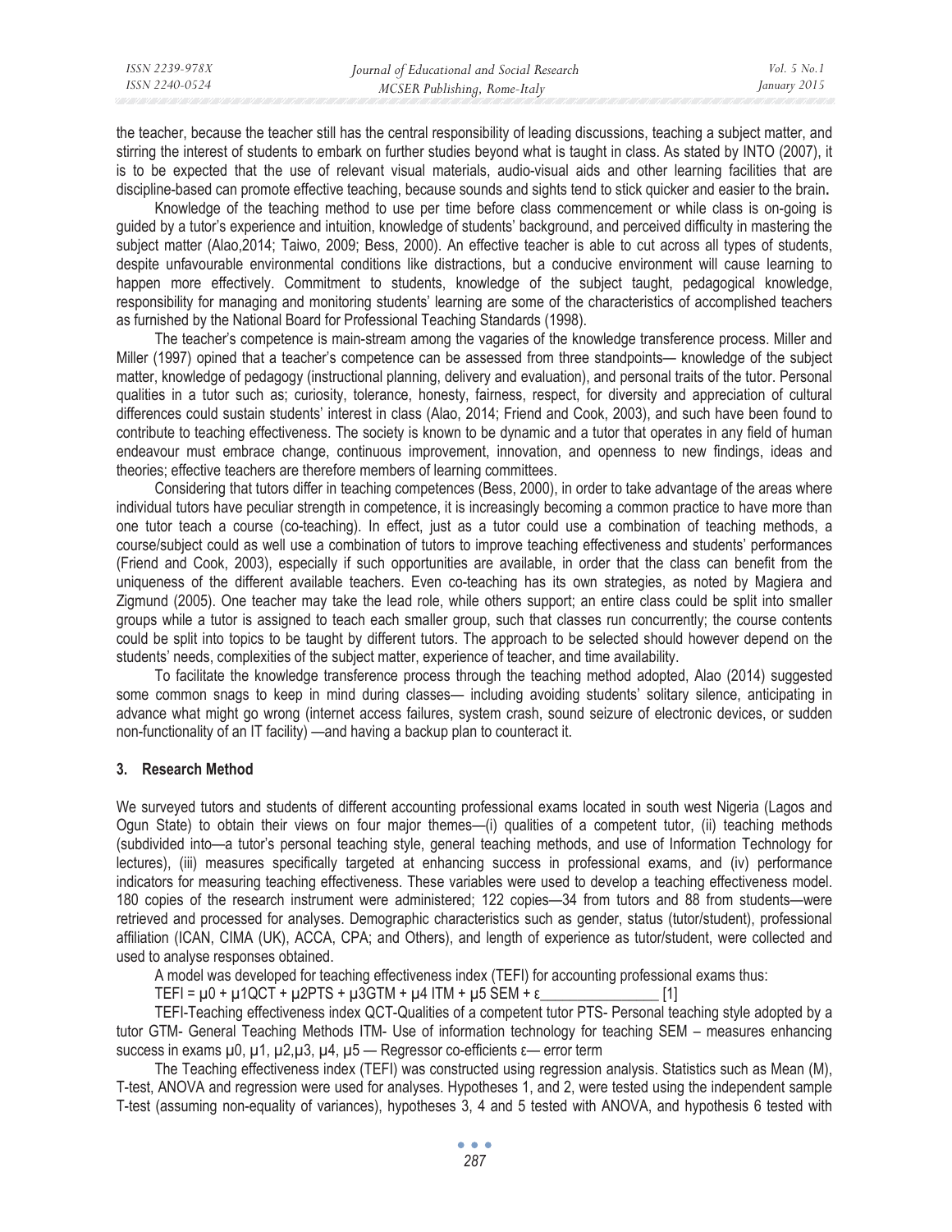the teacher, because the teacher still has the central responsibility of leading discussions, teaching a subject matter, and stirring the interest of students to embark on further studies beyond what is taught in class. As stated by INTO (2007), it is to be expected that the use of relevant visual materials, audio-visual aids and other learning facilities that are discipline-based can promote effective teaching, because sounds and sights tend to stick quicker and easier to the brain**.**

Knowledge of the teaching method to use per time before class commencement or while class is on-going is guided by a tutor's experience and intuition, knowledge of students' background, and perceived difficulty in mastering the subject matter (Alao,2014; Taiwo, 2009; Bess, 2000). An effective teacher is able to cut across all types of students, despite unfavourable environmental conditions like distractions, but a conducive environment will cause learning to happen more effectively. Commitment to students, knowledge of the subject taught, pedagogical knowledge, responsibility for managing and monitoring students' learning are some of the characteristics of accomplished teachers as furnished by the National Board for Professional Teaching Standards (1998).

The teacher's competence is main-stream among the vagaries of the knowledge transference process. Miller and Miller (1997) opined that a teacher's competence can be assessed from three standpoints— knowledge of the subject matter, knowledge of pedagogy (instructional planning, delivery and evaluation), and personal traits of the tutor. Personal qualities in a tutor such as; curiosity, tolerance, honesty, fairness, respect, for diversity and appreciation of cultural differences could sustain students' interest in class (Alao, 2014; Friend and Cook, 2003), and such have been found to contribute to teaching effectiveness. The society is known to be dynamic and a tutor that operates in any field of human endeavour must embrace change, continuous improvement, innovation, and openness to new findings, ideas and theories; effective teachers are therefore members of learning committees.

Considering that tutors differ in teaching competences (Bess, 2000), in order to take advantage of the areas where individual tutors have peculiar strength in competence, it is increasingly becoming a common practice to have more than one tutor teach a course (co-teaching). In effect, just as a tutor could use a combination of teaching methods, a course/subject could as well use a combination of tutors to improve teaching effectiveness and students' performances (Friend and Cook, 2003), especially if such opportunities are available, in order that the class can benefit from the uniqueness of the different available teachers. Even co-teaching has its own strategies, as noted by Magiera and Zigmund (2005). One teacher may take the lead role, while others support; an entire class could be split into smaller groups while a tutor is assigned to teach each smaller group, such that classes run concurrently; the course contents could be split into topics to be taught by different tutors. The approach to be selected should however depend on the students' needs, complexities of the subject matter, experience of teacher, and time availability.

To facilitate the knowledge transference process through the teaching method adopted, Alao (2014) suggested some common snags to keep in mind during classes— including avoiding students' solitary silence, anticipating in advance what might go wrong (internet access failures, system crash, sound seizure of electronic devices, or sudden non-functionality of an IT facility) —and having a backup plan to counteract it.

## 3. Research Method

We surveyed tutors and students of different accounting professional exams located in south west Nigeria (Lagos and Ogun State) to obtain their views on four major themes—(i) qualities of a competent tutor, (ii) teaching methods (subdivided into—a tutor's personal teaching style, general teaching methods, and use of Information Technology for lectures), (iii) measures specifically targeted at enhancing success in professional exams, and (iv) performance indicators for measuring teaching effectiveness. These variables were used to develop a teaching effectiveness model. 180 copies of the research instrument were administered; 122 copies—34 from tutors and 88 from students—were retrieved and processed for analyses. Demographic characteristics such as gender, status (tutor/student), professional affiliation (ICAN, CIMA (UK), ACCA, CPA; and Others), and length of experience as tutor/student, were collected and used to analyse responses obtained.

A model was developed for teaching effectiveness index (TEFI) for accounting professional exams thus:

$$TEFI = \mu_0 + \mu_1 QCT + \mu_2 PTS + \mu_3 GTM + \mu_4 ITM + \mu_5 SEM + \varepsilon \quad [1]$$

TEFI-Teaching effectiveness index QCT-Qualities of a competent tutor PTS- Personal teaching style adopted by a tutor GTM- General Teaching Methods ITM- Use of information technology for teaching SEM – measures enhancing success in exams $\mu_0$, $\mu_1$, $\mu_2$, $\mu_3$, $\mu_4$, $\mu_5$ — Regressor co-efficients $\varepsilon$— error term

The Teaching effectiveness index (TEFI) was constructed using regression analysis. Statistics such as Mean (M), T-test, ANOVA and regression were used for analyses. Hypotheses 1, and 2, were tested using the independent sample T-test (assuming non-equality of variances), hypotheses 3, 4 and 5 tested with ANOVA, and hypothesis 6 tested with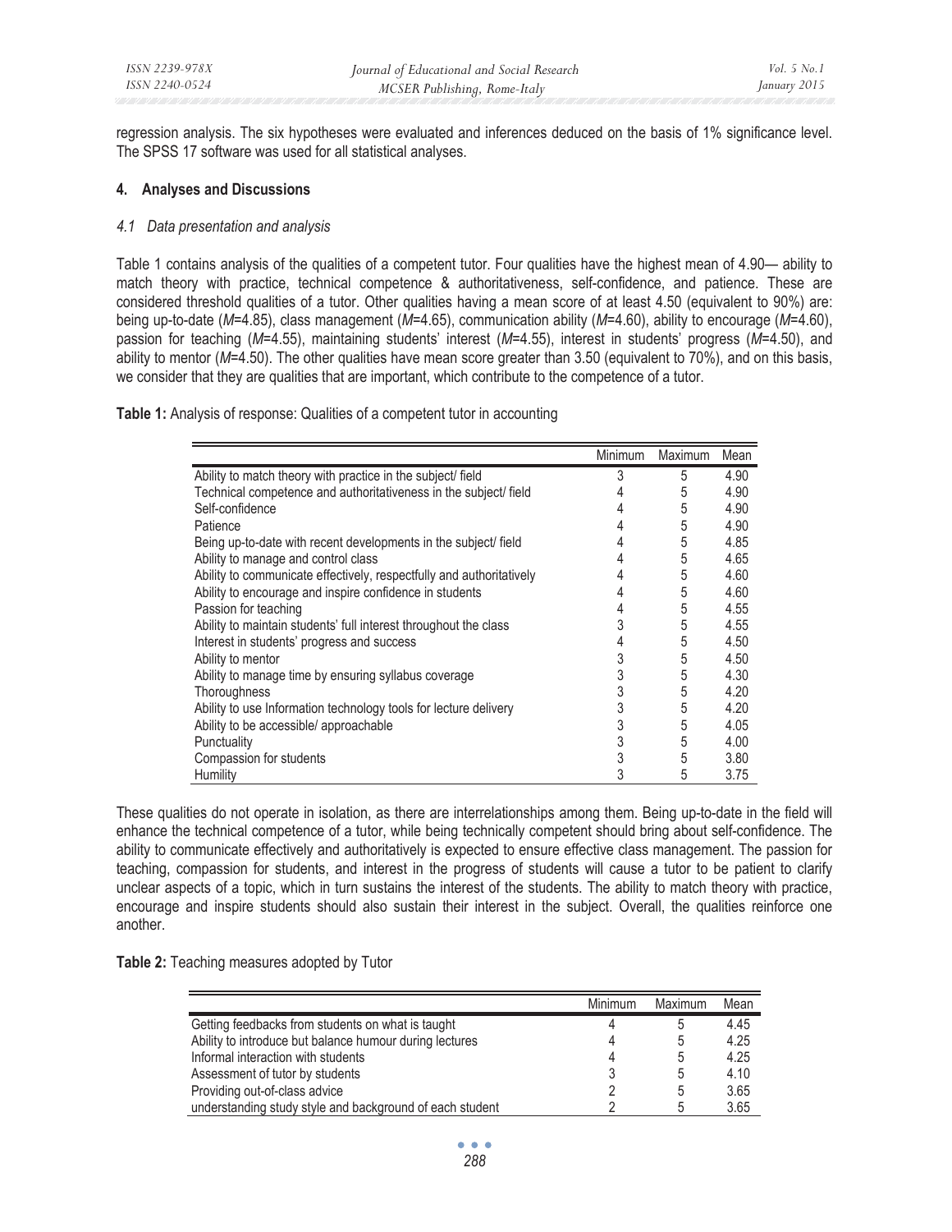regression analysis. The six hypotheses were evaluated and inferences deduced on the basis of 1% significance level. The SPSS 17 software was used for all statistical analyses.

## 4. Analyses and Discussions

### *4.1 Data presentation and analysis*

Table 1 contains analysis of the qualities of a competent tutor. Four qualities have the highest mean of 4.90— ability to match theory with practice, technical competence & authoritativeness, self-confidence, and patience. These are considered threshold qualities of a tutor. Other qualities having a mean score of at least 4.50 (equivalent to 90%) are: being up-to-date (*M*=4.85), class management (*M*=4.65), communication ability (*M*=4.60), ability to encourage (*M*=4.60), passion for teaching (*M*=4.55), maintaining students' interest (*M*=4.55), interest in students' progress (*M*=4.50), and ability to mentor (*M*=4.50). The other qualities have mean score greater than 3.50 (equivalent to 70%), and on this basis, we consider that they are qualities that are important, which contribute to the competence of a tutor.

**Table 1:** Analysis of response: Qualities of a competent tutor in accounting

| | Minimum | Maximum | Mean |
|---|---|---|---|
| Ability to match theory with practice in the subject/ field | 3 | 5 | 4.90 |
| Technical competence and authoritativeness in the subject/ field | 4 | 5 | 4.90 |
| Self-confidence | 4 | 5 | 4.90 |
| Patience | 4 | 5 | 4.90 |
| Being up-to-date with recent developments in the subject/ field | 4 | 5 | 4.85 |
| Ability to manage and control class | 4 | 5 | 4.65 |
| Ability to communicate effectively, respectfully and authoritatively | 4 | 5 | 4.60 |
| Ability to encourage and inspire confidence in students | 4 | 5 | 4.60 |
| Passion for teaching | 4 | 5 | 4.55 |
| Ability to maintain students' full interest throughout the class | 3 | 5 | 4.55 |
| Interest in students' progress and success | 4 | 5 | 4.50 |
| Ability to mentor | 3 | 5 | 4.50 |
| Ability to manage time by ensuring syllabus coverage | 3 | 5 | 4.30 |
| Thoroughness | 3 | 5 | 4.20 |
| Ability to use Information technology tools for lecture delivery | 3 | 5 | 4.20 |
| Ability to be accessible/ approachable | 3 | 5 | 4.05 |
| Punctuality | 3 | 5 | 4.00 |
| Compassion for students | 3 | 5 | 3.80 |
| Humility | 3 | 5 | 3.75 |

These qualities do not operate in isolation, as there are interrelationships among them. Being up-to-date in the field will enhance the technical competence of a tutor, while being technically competent should bring about self-confidence. The ability to communicate effectively and authoritatively is expected to ensure effective class management. The passion for teaching, compassion for students, and interest in the progress of students will cause a tutor to be patient to clarify unclear aspects of a topic, which in turn sustains the interest of the students. The ability to match theory with practice, encourage and inspire students should also sustain their interest in the subject. Overall, the qualities reinforce one another.

**Table 2:** Teaching measures adopted by Tutor

| | Minimum | Maximum | Mean |
|---|---|---|---|
| Getting feedbacks from students on what is taught | 4 | 5 | 4.45 |
| Ability to introduce but balance humour during lectures | 4 | 5 | 4.25 |
| Informal interaction with students | 4 | 5 | 4.25 |
| Assessment of tutor by students | 3 | 5 | 4.10 |
| Providing out-of-class advice | 2 | 5 | 3.65 |
| understanding study style and background of each student | 2 | 5 | 3.65 |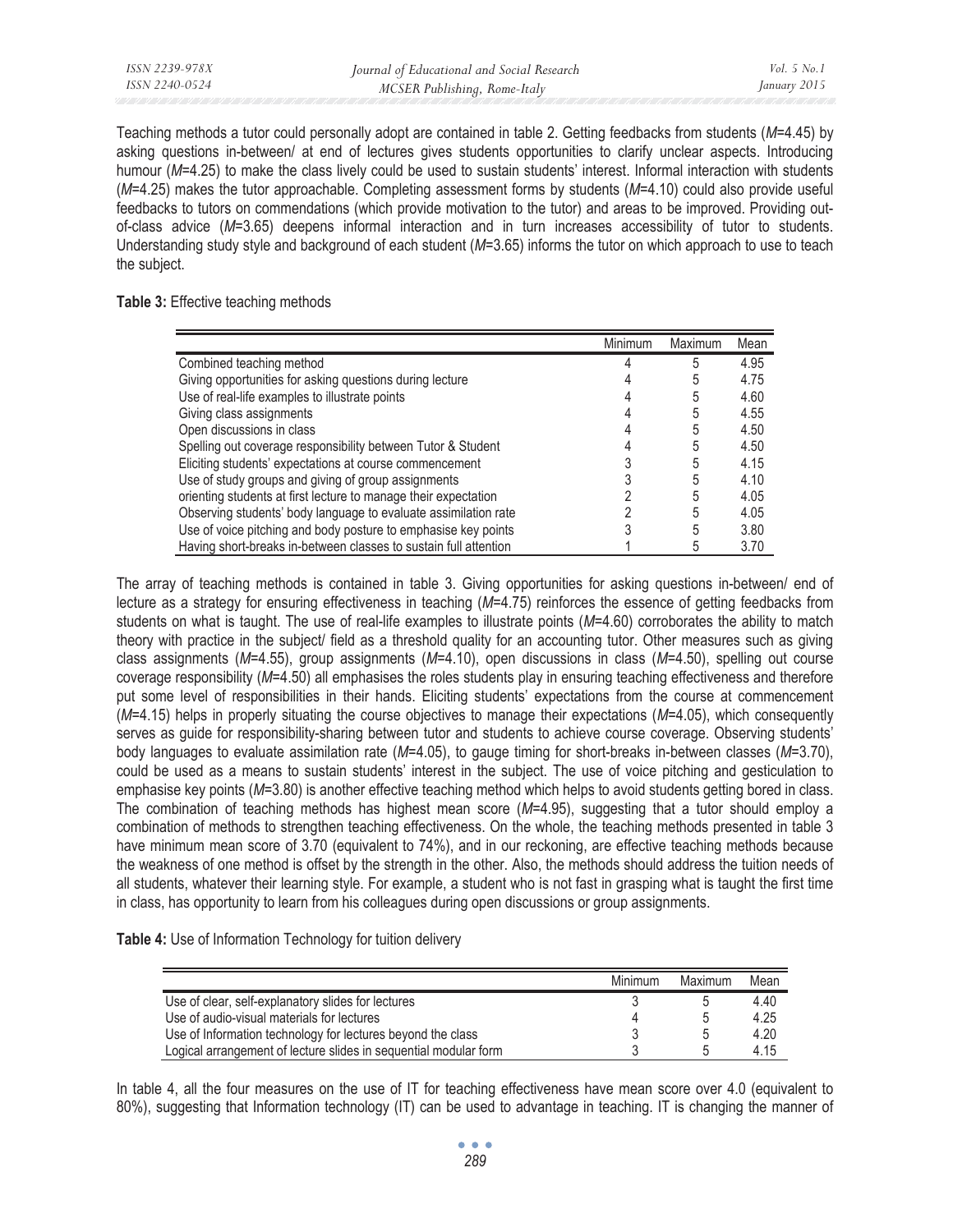Teaching methods a tutor could personally adopt are contained in table 2. Getting feedbacks from students (*M*=4.45) by asking questions in-between/ at end of lectures gives students opportunities to clarify unclear aspects. Introducing humour (*M*=4.25) to make the class lively could be used to sustain students' interest. Informal interaction with students (*M*=4.25) makes the tutor approachable. Completing assessment forms by students (*M*=4.10) could also provide useful feedbacks to tutors on commendations (which provide motivation to the tutor) and areas to be improved. Providing out-of-class advice (*M*=3.65) deepens informal interaction and in turn increases accessibility of tutor to students. Understanding study style and background of each student (*M*=3.65) informs the tutor on which approach to use to teach the subject.

**Table 3:** Effective teaching methods

| | Minimum | Maximum | Mean |
|---|---|---|---|
| Combined teaching method | 4 | 5 | 4.95 |
| Giving opportunities for asking questions during lecture | 4 | 5 | 4.75 |
| Use of real-life examples to illustrate points | 4 | 5 | 4.60 |
| Giving class assignments | 4 | 5 | 4.55 |
| Open discussions in class | 4 | 5 | 4.50 |
| Spelling out coverage responsibility between Tutor & Student | 4 | 5 | 4.50 |
| Eliciting students' expectations at course commencement | 3 | 5 | 4.15 |
| Use of study groups and giving of group assignments | 3 | 5 | 4.10 |
| orienting students at first lecture to manage their expectation | 2 | 5 | 4.05 |
| Observing students' body language to evaluate assimilation rate | 2 | 5 | 4.05 |
| Use of voice pitching and body posture to emphasise key points | 3 | 5 | 3.80 |
| Having short-breaks in-between classes to sustain full attention | 1 | 5 | 3.70 |

The array of teaching methods is contained in table 3. Giving opportunities for asking questions in-between/ end of lecture as a strategy for ensuring effectiveness in teaching (*M*=4.75) reinforces the essence of getting feedbacks from students on what is taught. The use of real-life examples to illustrate points (*M*=4.60) corroborates the ability to match theory with practice in the subject/ field as a threshold quality for an accounting tutor. Other measures such as giving class assignments (*M*=4.55), group assignments (*M*=4.10), open discussions in class (*M*=4.50), spelling out course coverage responsibility (*M*=4.50) all emphasises the roles students play in ensuring teaching effectiveness and therefore put some level of responsibilities in their hands. Eliciting students' expectations from the course at commencement (*M*=4.15) helps in properly situating the course objectives to manage their expectations (*M*=4.05), which consequently serves as guide for responsibility-sharing between tutor and students to achieve course coverage. Observing students' body languages to evaluate assimilation rate (*M*=4.05), to gauge timing for short-breaks in-between classes (*M*=3.70), could be used as a means to sustain students' interest in the subject. The use of voice pitching and gesticulation to emphasise key points (*M*=3.80) is another effective teaching method which helps to avoid students getting bored in class. The combination of teaching methods has highest mean score (*M*=4.95), suggesting that a tutor should employ a combination of methods to strengthen teaching effectiveness. On the whole, the teaching methods presented in table 3 have minimum mean score of 3.70 (equivalent to 74%), and in our reckoning, are effective teaching methods because the weakness of one method is offset by the strength in the other. Also, the methods should address the tuition needs of all students, whatever their learning style. For example, a student who is not fast in grasping what is taught the first time in class, has opportunity to learn from his colleagues during open discussions or group assignments.

**Table 4:** Use of Information Technology for tuition delivery

| | Minimum | Maximum | Mean |
|---|---|---|---|
| Use of clear, self-explanatory slides for lectures | 3 | 5 | 4.40 |
| Use of audio-visual materials for lectures | 4 | 5 | 4.25 |
| Use of Information technology for lectures beyond the class | 3 | 5 | 4.20 |
| Logical arrangement of lecture slides in sequential modular form | 3 | 5 | 4.15 |

In table 4, all the four measures on the use of IT for teaching effectiveness have mean score over 4.0 (equivalent to 80%), suggesting that Information technology (IT) can be used to advantage in teaching. IT is changing the manner of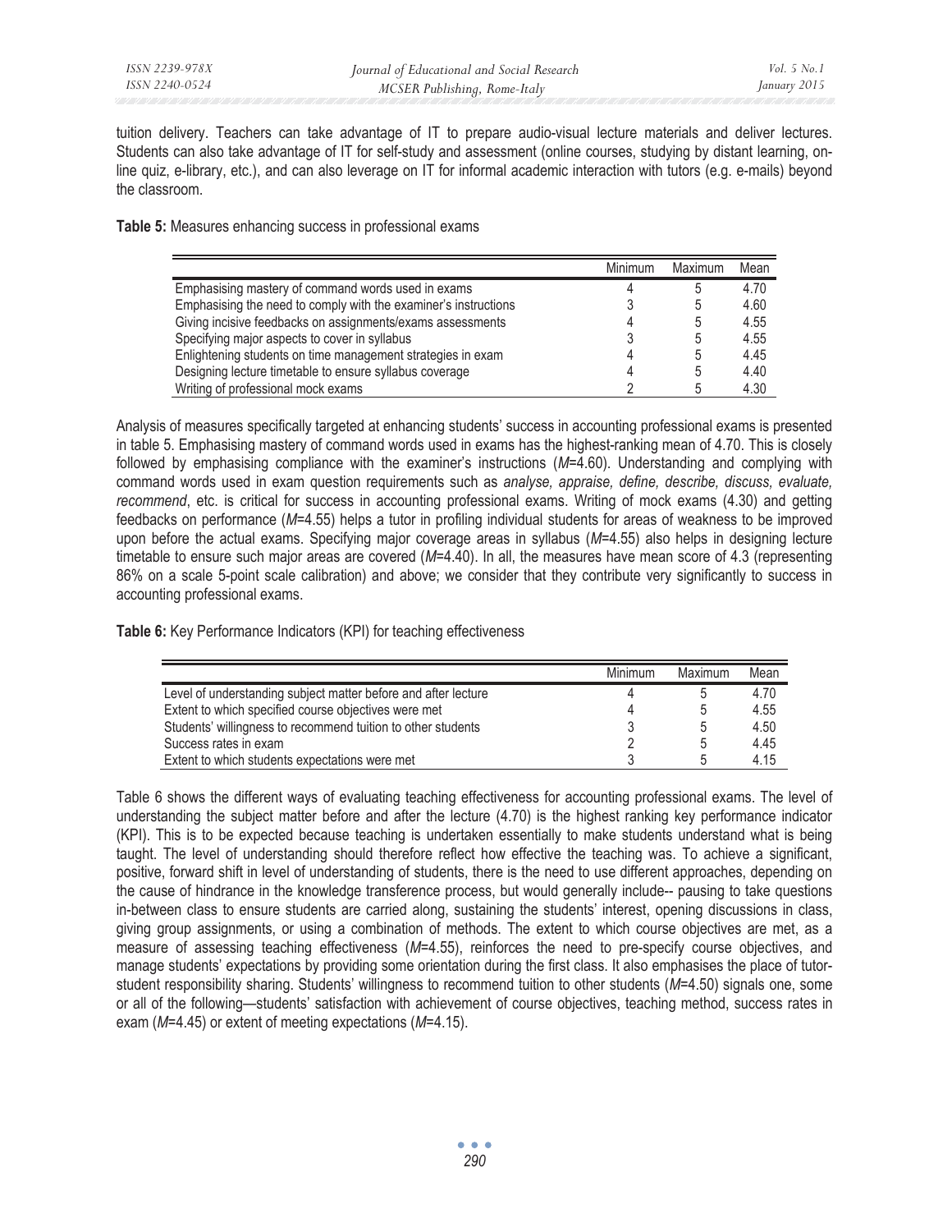tuition delivery. Teachers can take advantage of IT to prepare audio-visual lecture materials and deliver lectures. Students can also take advantage of IT for self-study and assessment (online courses, studying by distant learning, on-line quiz, e-library, etc.), and can also leverage on IT for informal academic interaction with tutors (e.g. e-mails) beyond the classroom.

**Table 5:** Measures enhancing success in professional exams

| | Minimum | Maximum | Mean |
|---|---|---|---|
| Emphasising mastery of command words used in exams | 4 | 5 | 4.70 |
| Emphasising the need to comply with the examiner's instructions | 3 | 5 | 4.60 |
| Giving incisive feedbacks on assignments/exams assessments | 4 | 5 | 4.55 |
| Specifying major aspects to cover in syllabus | 3 | 5 | 4.55 |
| Enlightening students on time management strategies in exam | 4 | 5 | 4.45 |
| Designing lecture timetable to ensure syllabus coverage | 4 | 5 | 4.40 |
| Writing of professional mock exams | 2 | 5 | 4.30 |

Analysis of measures specifically targeted at enhancing students' success in accounting professional exams is presented in table 5. Emphasising mastery of command words used in exams has the highest-ranking mean of 4.70. This is closely followed by emphasising compliance with the examiner's instructions (*M*=4.60). Understanding and complying with command words used in exam question requirements such as *analyse, appraise, define, describe, discuss, evaluate, recommend*, etc. is critical for success in accounting professional exams. Writing of mock exams (4.30) and getting feedbacks on performance (*M*=4.55) helps a tutor in profiling individual students for areas of weakness to be improved upon before the actual exams. Specifying major coverage areas in syllabus (*M*=4.55) also helps in designing lecture timetable to ensure such major areas are covered (*M*=4.40). In all, the measures have mean score of 4.3 (representing 86% on a scale 5-point scale calibration) and above; we consider that they contribute very significantly to success in accounting professional exams.

**Table 6:** Key Performance Indicators (KPI) for teaching effectiveness

| | Minimum | Maximum | Mean |
|---|---|---|---|
| Level of understanding subject matter before and after lecture | 4 | 5 | 4.70 |
| Extent to which specified course objectives were met | 4 | 5 | 4.55 |
| Students' willingness to recommend tuition to other students | 3 | 5 | 4.50 |
| Success rates in exam | 2 | 5 | 4.45 |
| Extent to which students expectations were met | 3 | 5 | 4.15 |

Table 6 shows the different ways of evaluating teaching effectiveness for accounting professional exams. The level of understanding the subject matter before and after the lecture (4.70) is the highest ranking key performance indicator (KPI). This is to be expected because teaching is undertaken essentially to make students understand what is being taught. The level of understanding should therefore reflect how effective the teaching was. To achieve a significant, positive, forward shift in level of understanding of students, there is the need to use different approaches, depending on the cause of hindrance in the knowledge transference process, but would generally include-- pausing to take questions in-between class to ensure students are carried along, sustaining the students' interest, opening discussions in class, giving group assignments, or using a combination of methods. The extent to which course objectives are met, as a measure of assessing teaching effectiveness (*M*=4.55), reinforces the need to pre-specify course objectives, and manage students' expectations by providing some orientation during the first class. It also emphasises the place of tutor-student responsibility sharing. Students' willingness to recommend tuition to other students (*M*=4.50) signals one, some or all of the following—students' satisfaction with achievement of course objectives, teaching method, success rates in exam (*M*=4.45) or extent of meeting expectations (*M*=4.15).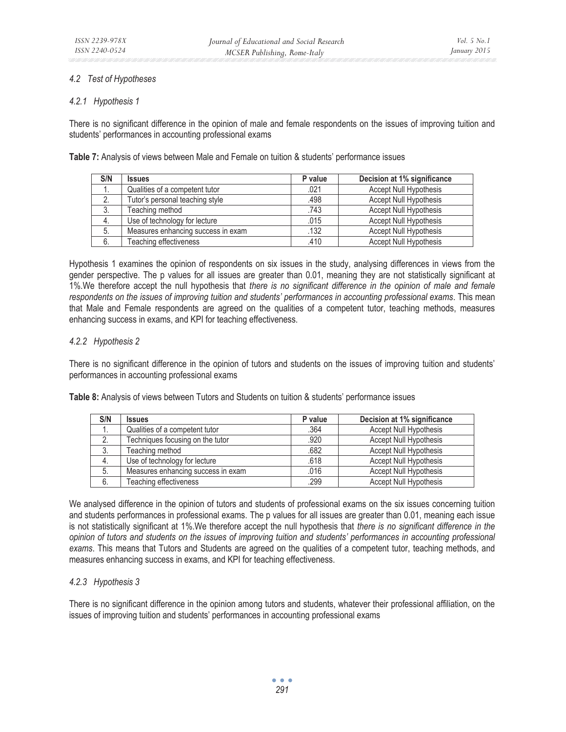### 4.2 Test of Hypotheses

#### 4.2.1 Hypothesis 1

There is no significant difference in the opinion of male and female respondents on the issues of improving tuition and students' performances in accounting professional exams

**Table 7:** Analysis of views between Male and Female on tuition & students' performance issues

| S/N | Issues | P value | Decision at 1% significance |
|---|---|---|---|
| 1. | Qualities of a competent tutor | .021 | Accept Null Hypothesis |
| 2. | Tutor's personal teaching style | .498 | Accept Null Hypothesis |
| 3. | Teaching method | .743 | Accept Null Hypothesis |
| 4. | Use of technology for lecture | .015 | Accept Null Hypothesis |
| 5. | Measures enhancing success in exam | .132 | Accept Null Hypothesis |
| 6. | Teaching effectiveness | .410 | Accept Null Hypothesis |

Hypothesis 1 examines the opinion of respondents on six issues in the study, analysing differences in views from the gender perspective. The p values for all issues are greater than 0.01, meaning they are not statistically significant at 1%.We therefore accept the null hypothesis that *there is no significant difference in the opinion of male and female respondents on the issues of improving tuition and students' performances in accounting professional exams*. This mean that Male and Female respondents are agreed on the qualities of a competent tutor, teaching methods, measures enhancing success in exams, and KPI for teaching effectiveness.

#### 4.2.2 Hypothesis 2

There is no significant difference in the opinion of tutors and students on the issues of improving tuition and students' performances in accounting professional exams

**Table 8:** Analysis of views between Tutors and Students on tuition & students' performance issues

| S/N | Issues | P value | Decision at 1% significance |
|---|---|---|---|
| 1. | Qualities of a competent tutor | .364 | Accept Null Hypothesis |
| 2. | Techniques focusing on the tutor | .920 | Accept Null Hypothesis |
| 3. | Teaching method | .682 | Accept Null Hypothesis |
| 4. | Use of technology for lecture | .618 | Accept Null Hypothesis |
| 5. | Measures enhancing success in exam | .016 | Accept Null Hypothesis |
| 6. | Teaching effectiveness | .299 | Accept Null Hypothesis |

We analysed difference in the opinion of tutors and students of professional exams on the six issues concerning tuition and students performances in professional exams. The p values for all issues are greater than 0.01, meaning each issue is not statistically significant at 1%.We therefore accept the null hypothesis that *there is no significant difference in the opinion of tutors and students on the issues of improving tuition and students' performances in accounting professional exams*. This means that Tutors and Students are agreed on the qualities of a competent tutor, teaching methods, and measures enhancing success in exams, and KPI for teaching effectiveness.

#### 4.2.3 Hypothesis 3

There is no significant difference in the opinion among tutors and students, whatever their professional affiliation, on the issues of improving tuition and students' performances in accounting professional exams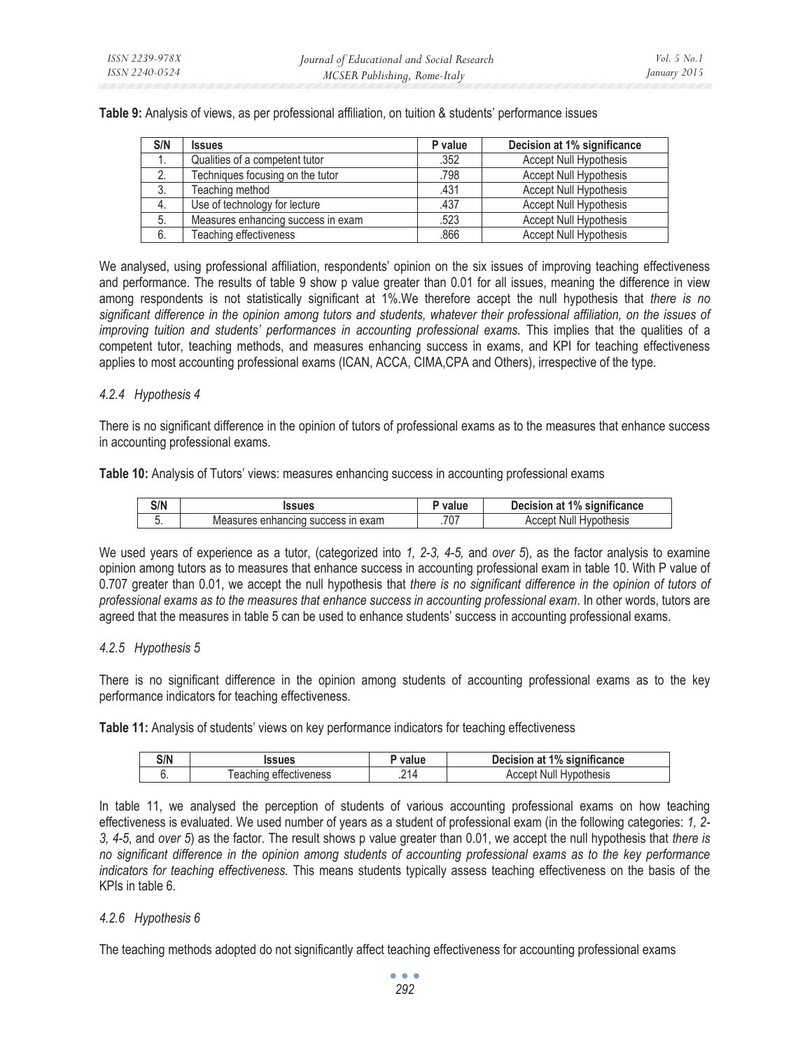**Table 9:** Analysis of views, as per professional affiliation, on tuition & students' performance issues

| S/N | Issues | P value | Decision at 1% significance |
|---|---|---|---|
| 1. | Qualities of a competent tutor | .352 | Accept Null Hypothesis |
| 2. | Techniques focusing on the tutor | .798 | Accept Null Hypothesis |
| 3. | Teaching method | .431 | Accept Null Hypothesis |
| 4. | Use of technology for lecture | .437 | Accept Null Hypothesis |
| 5. | Measures enhancing success in exam | .523 | Accept Null Hypothesis |
| 6. | Teaching effectiveness | .866 | Accept Null Hypothesis |

We analysed, using professional affiliation, respondents' opinion on the six issues of improving teaching effectiveness and performance. The results of table 9 show p value greater than 0.01 for all issues, meaning the difference in view among respondents is not statistically significant at 1%.We therefore accept the null hypothesis that *there is no significant difference in the opinion among tutors and students, whatever their professional affiliation, on the issues of improving tuition and students' performances in accounting professional exams.* This implies that the qualities of a competent tutor, teaching methods, and measures enhancing success in exams, and KPI for teaching effectiveness applies to most accounting professional exams (ICAN, ACCA, CIMA,CPA and Others), irrespective of the type.

### *4.2.4 Hypothesis 4*

There is no significant difference in the opinion of tutors of professional exams as to the measures that enhance success in accounting professional exams.

**Table 10:** Analysis of Tutors' views: measures enhancing success in accounting professional exams

| S/N | Issues | P value | Decision at 1% significance |
|---|---|---|---|
| 5. | Measures enhancing success in exam | .707 | Accept Null Hypothesis |

We used years of experience as a tutor, (categorized into *1, 2-3, 4-5,* and *over 5*), as the factor analysis to examine opinion among tutors as to measures that enhance success in accounting professional exam in table 10. With P value of 0.707 greater than 0.01, we accept the null hypothesis that *there is no significant difference in the opinion of tutors of professional exams as to the measures that enhance success in accounting professional exam*. In other words, tutors are agreed that the measures in table 5 can be used to enhance students' success in accounting professional exams.

### *4.2.5 Hypothesis 5*

There is no significant difference in the opinion among students of accounting professional exams as to the key performance indicators for teaching effectiveness.

**Table 11:** Analysis of students' views on key performance indicators for teaching effectiveness

| S/N | Issues | P value | Decision at 1% significance |
|---|---|---|---|
| 6. | Teaching effectiveness | .214 | Accept Null Hypothesis |

In table 11, we analysed the perception of students of various accounting professional exams on how teaching effectiveness is evaluated. We used number of years as a student of professional exam (in the following categories: *1, 2-3, 4-5*, and *over 5*) as the factor. The result shows p value greater than 0.01, we accept the null hypothesis that *there is no significant difference in the opinion among students of accounting professional exams as to the key performance indicators for teaching effectiveness.* This means students typically assess teaching effectiveness on the basis of the KPIs in table 6.

### *4.2.6 Hypothesis 6*

The teaching methods adopted do not significantly affect teaching effectiveness for accounting professional exams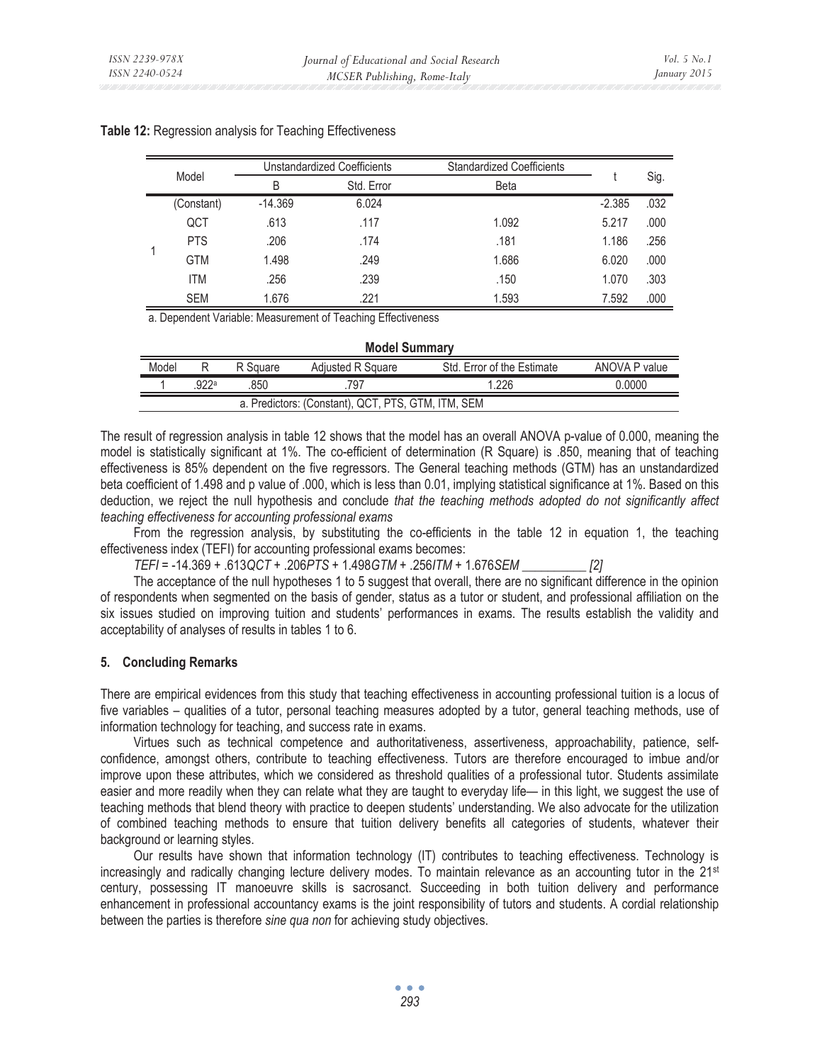**Table 12:** Regression analysis for Teaching Effectiveness

| Model | | Unstandardized Coefficients | | Standardized Coefficients | t | Sig. |
|---|---|---|---|---|---|---|
| | | B | Std. Error | Beta | | |
| 1 | (Constant) | -14.369 | 6.024 | | -2.385 | .032 |
| | QCT | .613 | .117 | 1.092 | 5.217 | .000 |
| | PTS | .206 | .174 | .181 | 1.186 | .256 |
| | GTM | 1.498 | .249 | 1.686 | 6.020 | .000 |
| | ITM | .256 | .239 | .150 | 1.070 | .303 |
| | SEM | 1.676 | .221 | 1.593 | 7.592 | .000 |

a. Dependent Variable: Measurement of Teaching Effectiveness

**Model Summary**

| Model | R | R Square | Adjusted R Square | Std. Error of the Estimate | ANOVA P value |
|---|---|---|---|---|---|
| 1 | .922[a] | .850 | .797 | 1.226 | 0.0000 |

a. Predictors: (Constant), QCT, PTS, GTM, ITM, SEM

The result of regression analysis in table 12 shows that the model has an overall ANOVA p-value of 0.000, meaning the model is statistically significant at 1%. The co-efficient of determination (R Square) is .850, meaning that of teaching effectiveness is 85% dependent on the five regressors. The General teaching methods (GTM) has an unstandardized beta coefficient of 1.498 and p value of .000, which is less than 0.01, implying statistical significance at 1%. Based on this deduction, we reject the null hypothesis and conclude *that the teaching methods adopted do not significantly affect teaching effectiveness for accounting professional exams*

From the regression analysis, by substituting the co-efficients in the table 12 in equation 1, the teaching effectiveness index (TEFI) for accounting professional exams becomes:

$$TEFI = -14.369 + .613QCT + .206PTS + 1.498GTM + .256ITM + 1.676SEM \quad [2]$$

The acceptance of the null hypotheses 1 to 5 suggest that overall, there are no significant difference in the opinion of respondents when segmented on the basis of gender, status as a tutor or student, and professional affiliation on the six issues studied on improving tuition and students' performances in exams. The results establish the validity and acceptability of analyses of results in tables 1 to 6.

## 5. Concluding Remarks

There are empirical evidences from this study that teaching effectiveness in accounting professional tuition is a locus of five variables – qualities of a tutor, personal teaching measures adopted by a tutor, general teaching methods, use of information technology for teaching, and success rate in exams.

Virtues such as technical competence and authoritativeness, assertiveness, approachability, patience, self-confidence, amongst others, contribute to teaching effectiveness. Tutors are therefore encouraged to imbue and/or improve upon these attributes, which we considered as threshold qualities of a professional tutor. Students assimilate easier and more readily when they can relate what they are taught to everyday life— in this light, we suggest the use of teaching methods that blend theory with practice to deepen students' understanding. We also advocate for the utilization of combined teaching methods to ensure that tuition delivery benefits all categories of students, whatever their background or learning styles.

Our results have shown that information technology (IT) contributes to teaching effectiveness. Technology is increasingly and radically changing lecture delivery modes. To maintain relevance as an accounting tutor in the 21st century, possessing IT manoeuvre skills is sacrosanct. Succeeding in both tuition delivery and performance enhancement in professional accountancy exams is the joint responsibility of tutors and students. A cordial relationship between the parties is therefore *sine qua non* for achieving study objectives.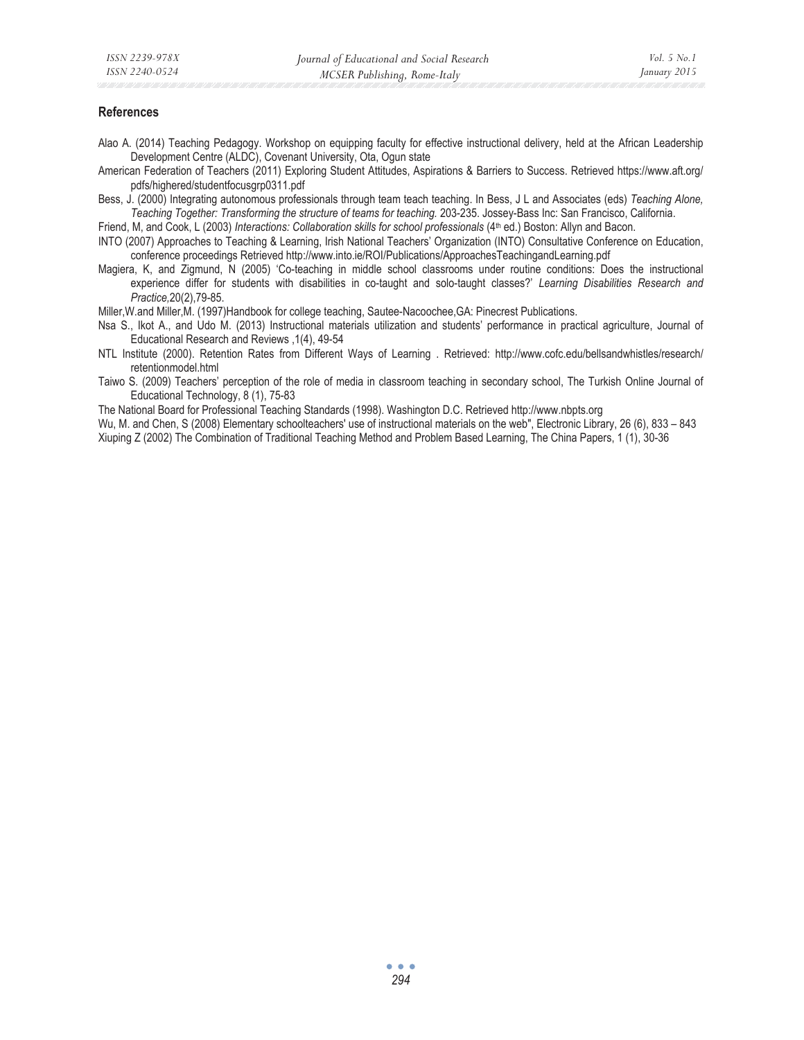## References

Alao A. (2014) Teaching Pedagogy. Workshop on equipping faculty for effective instructional delivery, held at the African Leadership Development Centre (ALDC), Covenant University, Ota, Ogun state

American Federation of Teachers (2011) Exploring Student Attitudes, Aspirations & Barriers to Success. Retrieved https://www.aft.org/pdfs/highered/studentfocusgrp0311.pdf

Bess, J. (2000) Integrating autonomous professionals through team teach teaching. In Bess, J L and Associates (eds) *Teaching Alone, Teaching Together: Transforming the structure of teams for teaching.* 203-235. Jossey-Bass Inc: San Francisco, California.

Friend, M, and Cook, L (2003) *Interactions: Collaboration skills for school professionals* (4th ed.) Boston: Allyn and Bacon.

INTO (2007) Approaches to Teaching & Learning, Irish National Teachers' Organization (INTO) Consultative Conference on Education, conference proceedings Retrieved http://www.into.ie/ROI/Publications/ApproachesTeachingandLearning.pdf

Magiera, K, and Zigmund, N (2005) 'Co-teaching in middle school classrooms under routine conditions: Does the instructional experience differ for students with disabilities in co-taught and solo-taught classes?' *Learning Disabilities Research and Practice,*20(2),79-85.

Miller,W.and Miller,M. (1997)Handbook for college teaching, Sautee-Nacoochee,GA: Pinecrest Publications.

Nsa S., Ikot A., and Udo M. (2013) Instructional materials utilization and students' performance in practical agriculture, Journal of Educational Research and Reviews ,1(4), 49-54

NTL Institute (2000). Retention Rates from Different Ways of Learning . Retrieved: http://www.cofc.edu/bellsandwhistles/research/retentionmodel.html

Taiwo S. (2009) Teachers' perception of the role of media in classroom teaching in secondary school, The Turkish Online Journal of Educational Technology, 8 (1), 75-83

The National Board for Professional Teaching Standards (1998). Washington D.C. Retrieved http://www.nbpts.org

Wu, M. and Chen, S (2008) Elementary schoolteachers' use of instructional materials on the web", Electronic Library, 26 (6), 833 – 843

Xiuping Z (2002) The Combination of Traditional Teaching Method and Problem Based Learning, The China Papers, 1 (1), 30-36